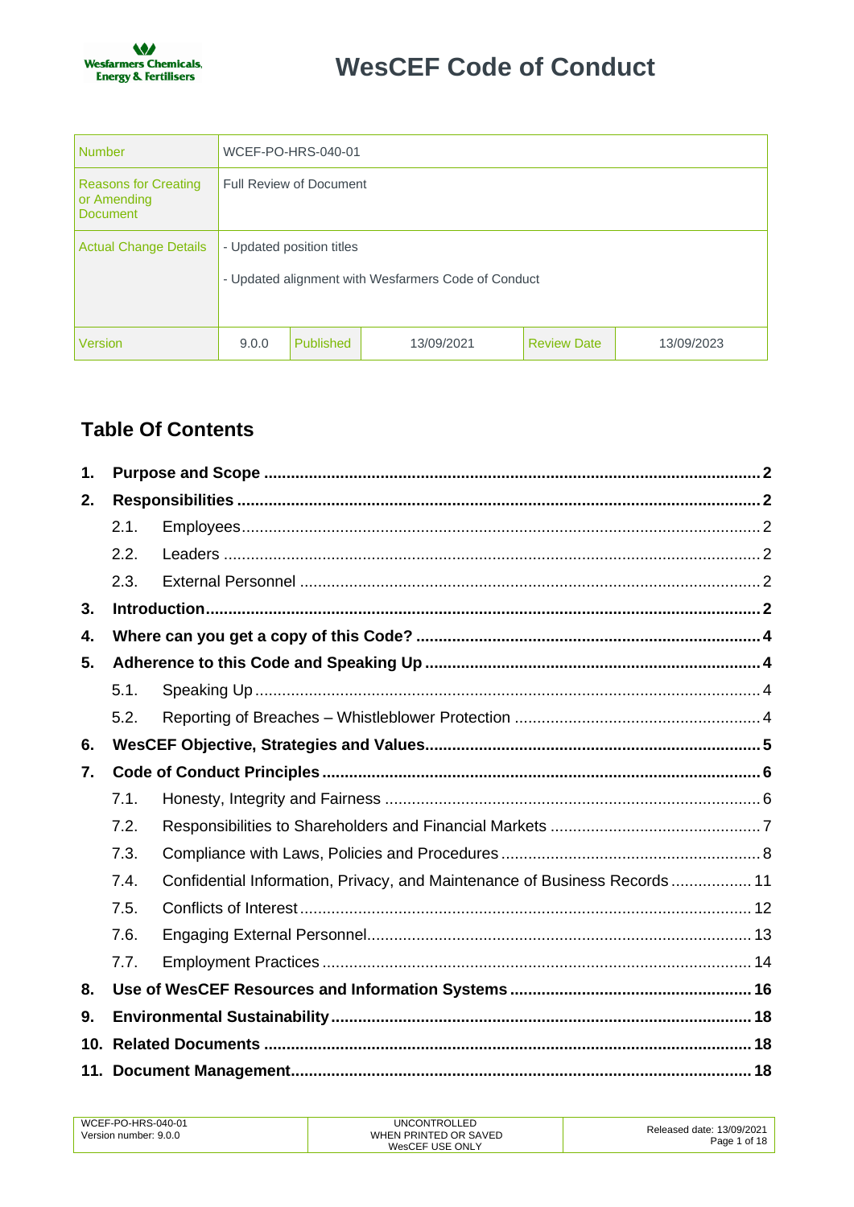# WesCEF Code of Conduct

| Number | WCEF-PO-HRS-040-01 | | | | |
|---|---|---|---|---|---|
| Reasons for Creating or Amending Document | Full Review of Document | | | | |
| Actual Change Details | - Updated position titles<br><br>- Updated alignment with Wesfarmers Code of Conduct | | | | |
| Version | 9.0.0 | Published | 13/09/2021 | Review Date | 13/09/2023 |

## Table Of Contents

1. **Purpose and Scope** ..... 2
2. **Responsibilities** ..... 2
   - 2.1. Employees ..... 2
   - 2.2. Leaders ..... 2
   - 2.3. External Personnel ..... 2
3. **Introduction** ..... 2
4. **Where can you get a copy of this Code?** ..... 4
5. **Adherence to this Code and Speaking Up** ..... 4
   - 5.1. Speaking Up ..... 4
   - 5.2. Reporting of Breaches – Whistleblower Protection ..... 4
6. **WesCEF Objective, Strategies and Values** ..... 5
7. **Code of Conduct Principles** ..... 6
   - 7.1. Honesty, Integrity and Fairness ..... 6
   - 7.2. Responsibilities to Shareholders and Financial Markets ..... 7
   - 7.3. Compliance with Laws, Policies and Procedures ..... 8
   - 7.4. Confidential Information, Privacy, and Maintenance of Business Records ..... 11
   - 7.5. Conflicts of Interest ..... 12
   - 7.6. Engaging External Personnel ..... 13
   - 7.7. Employment Practices ..... 14
8. **Use of WesCEF Resources and Information Systems** ..... 16
9. **Environmental Sustainability** ..... 18
10. **Related Documents** ..... 18
11. **Document Management** ..... 18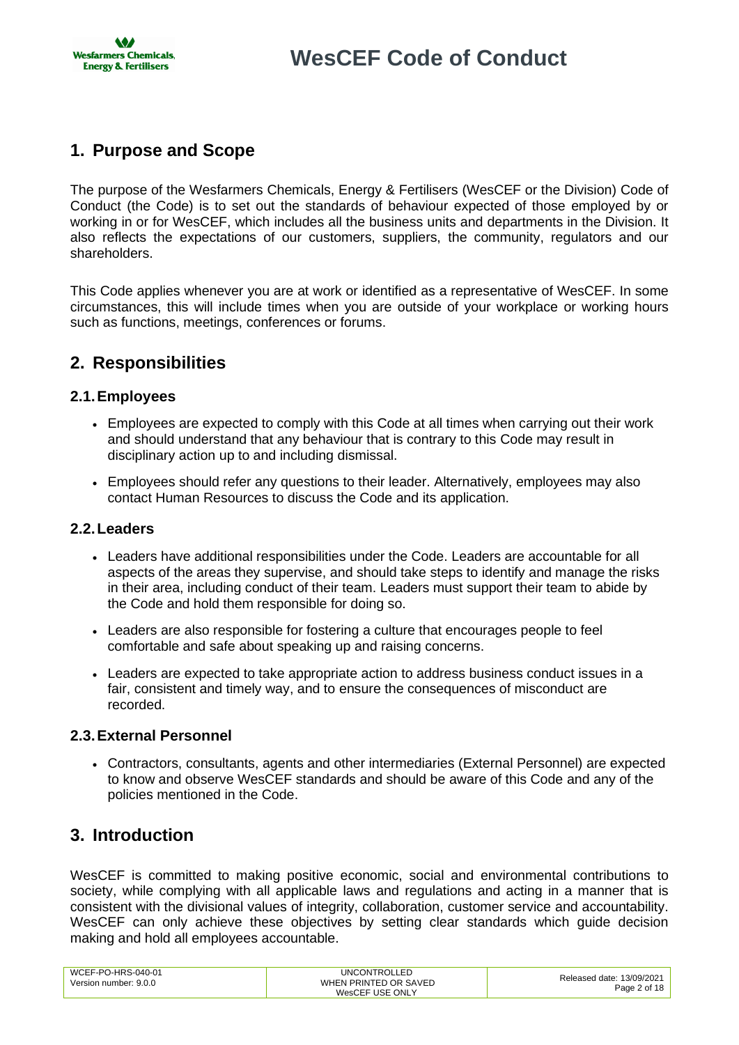## 1. Purpose and Scope

The purpose of the Wesfarmers Chemicals, Energy & Fertilisers (WesCEF or the Division) Code of Conduct (the Code) is to set out the standards of behaviour expected of those employed by or working in or for WesCEF, which includes all the business units and departments in the Division. It also reflects the expectations of our customers, suppliers, the community, regulators and our shareholders.

This Code applies whenever you are at work or identified as a representative of WesCEF. In some circumstances, this will include times when you are outside of your workplace or working hours such as functions, meetings, conferences or forums.

## 2. Responsibilities

### 2.1. Employees

- Employees are expected to comply with this Code at all times when carrying out their work and should understand that any behaviour that is contrary to this Code may result in disciplinary action up to and including dismissal.
- Employees should refer any questions to their leader. Alternatively, employees may also contact Human Resources to discuss the Code and its application.

### 2.2. Leaders

- Leaders have additional responsibilities under the Code. Leaders are accountable for all aspects of the areas they supervise, and should take steps to identify and manage the risks in their area, including conduct of their team. Leaders must support their team to abide by the Code and hold them responsible for doing so.
- Leaders are also responsible for fostering a culture that encourages people to feel comfortable and safe about speaking up and raising concerns.
- Leaders are expected to take appropriate action to address business conduct issues in a fair, consistent and timely way, and to ensure the consequences of misconduct are recorded.

### 2.3. External Personnel

- Contractors, consultants, agents and other intermediaries (External Personnel) are expected to know and observe WesCEF standards and should be aware of this Code and any of the policies mentioned in the Code.

## 3. Introduction

WesCEF is committed to making positive economic, social and environmental contributions to society, while complying with all applicable laws and regulations and acting in a manner that is consistent with the divisional values of integrity, collaboration, customer service and accountability. WesCEF can only achieve these objectives by setting clear standards which guide decision making and hold all employees accountable.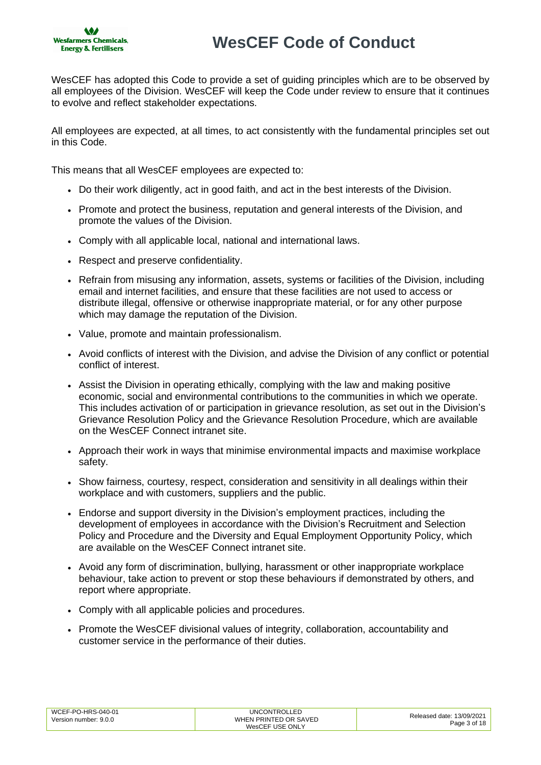WesCEF has adopted this Code to provide a set of guiding principles which are to be observed by all employees of the Division. WesCEF will keep the Code under review to ensure that it continues to evolve and reflect stakeholder expectations.

All employees are expected, at all times, to act consistently with the fundamental principles set out in this Code.

This means that all WesCEF employees are expected to:

- Do their work diligently, act in good faith, and act in the best interests of the Division.
- Promote and protect the business, reputation and general interests of the Division, and promote the values of the Division.
- Comply with all applicable local, national and international laws.
- Respect and preserve confidentiality.
- Refrain from misusing any information, assets, systems or facilities of the Division, including email and internet facilities, and ensure that these facilities are not used to access or distribute illegal, offensive or otherwise inappropriate material, or for any other purpose which may damage the reputation of the Division.
- Value, promote and maintain professionalism.
- Avoid conflicts of interest with the Division, and advise the Division of any conflict or potential conflict of interest.
- Assist the Division in operating ethically, complying with the law and making positive economic, social and environmental contributions to the communities in which we operate. This includes activation of or participation in grievance resolution, as set out in the Division's Grievance Resolution Policy and the Grievance Resolution Procedure, which are available on the WesCEF Connect intranet site.
- Approach their work in ways that minimise environmental impacts and maximise workplace safety.
- Show fairness, courtesy, respect, consideration and sensitivity in all dealings within their workplace and with customers, suppliers and the public.
- Endorse and support diversity in the Division's employment practices, including the development of employees in accordance with the Division's Recruitment and Selection Policy and Procedure and the Diversity and Equal Employment Opportunity Policy, which are available on the WesCEF Connect intranet site.
- Avoid any form of discrimination, bullying, harassment or other inappropriate workplace behaviour, take action to prevent or stop these behaviours if demonstrated by others, and report where appropriate.
- Comply with all applicable policies and procedures.
- Promote the WesCEF divisional values of integrity, collaboration, accountability and customer service in the performance of their duties.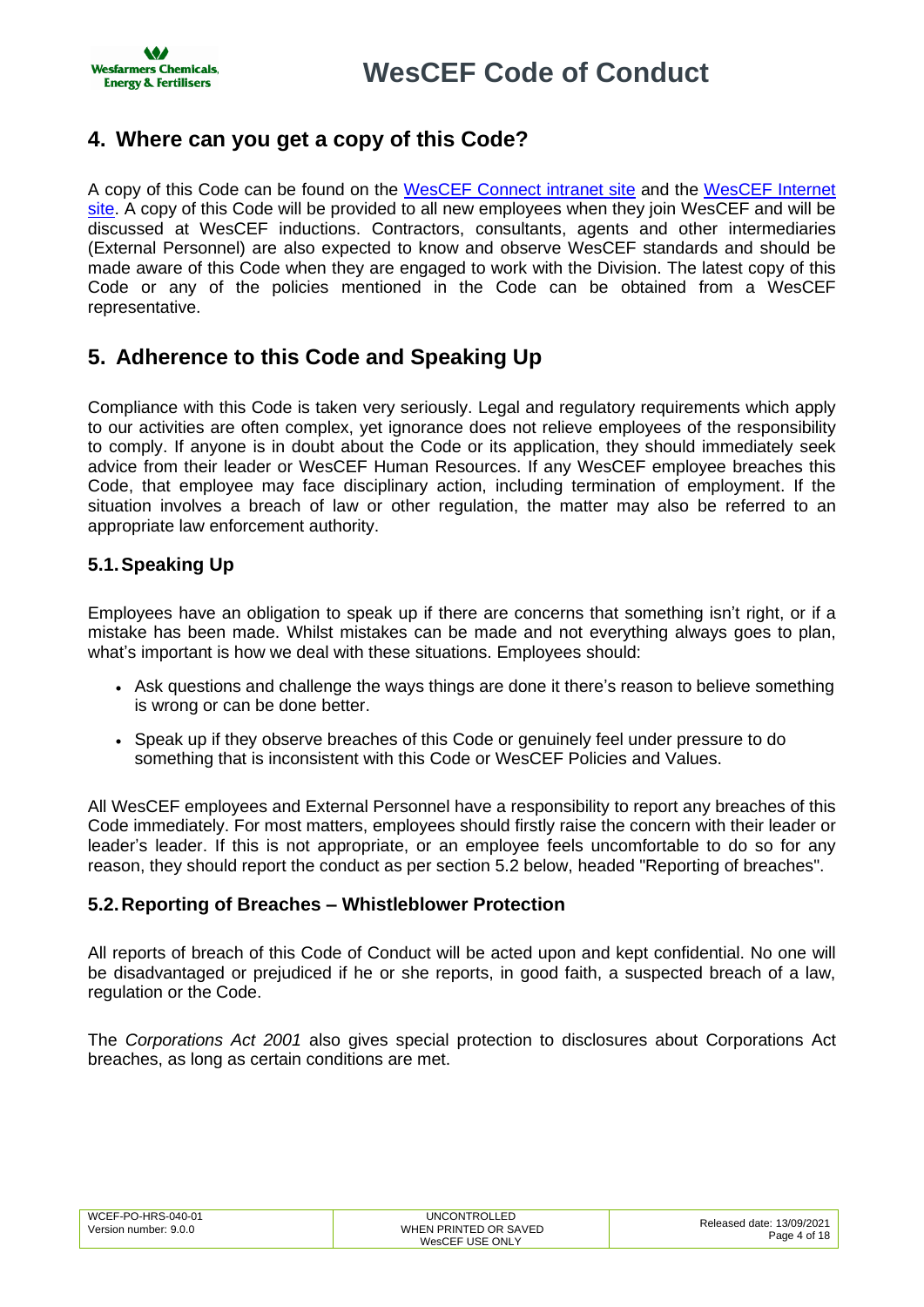## 4. Where can you get a copy of this Code?

A copy of this Code can be found on the [WesCEF Connect intranet site]() and the [WesCEF Internet site](). A copy of this Code will be provided to all new employees when they join WesCEF and will be discussed at WesCEF inductions. Contractors, consultants, agents and other intermediaries (External Personnel) are also expected to know and observe WesCEF standards and should be made aware of this Code when they are engaged to work with the Division. The latest copy of this Code or any of the policies mentioned in the Code can be obtained from a WesCEF representative.

## 5. Adherence to this Code and Speaking Up

Compliance with this Code is taken very seriously. Legal and regulatory requirements which apply to our activities are often complex, yet ignorance does not relieve employees of the responsibility to comply. If anyone is in doubt about the Code or its application, they should immediately seek advice from their leader or WesCEF Human Resources. If any WesCEF employee breaches this Code, that employee may face disciplinary action, including termination of employment. If the situation involves a breach of law or other regulation, the matter may also be referred to an appropriate law enforcement authority.

### 5.1. Speaking Up

Employees have an obligation to speak up if there are concerns that something isn't right, or if a mistake has been made. Whilst mistakes can be made and not everything always goes to plan, what's important is how we deal with these situations. Employees should:

- Ask questions and challenge the ways things are done it there's reason to believe something is wrong or can be done better.
- Speak up if they observe breaches of this Code or genuinely feel under pressure to do something that is inconsistent with this Code or WesCEF Policies and Values.

All WesCEF employees and External Personnel have a responsibility to report any breaches of this Code immediately. For most matters, employees should firstly raise the concern with their leader or leader's leader. If this is not appropriate, or an employee feels uncomfortable to do so for any reason, they should report the conduct as per section 5.2 below, headed "Reporting of breaches".

### 5.2. Reporting of Breaches – Whistleblower Protection

All reports of breach of this Code of Conduct will be acted upon and kept confidential. No one will be disadvantaged or prejudiced if he or she reports, in good faith, a suspected breach of a law, regulation or the Code.

The *Corporations Act 2001* also gives special protection to disclosures about Corporations Act breaches, as long as certain conditions are met.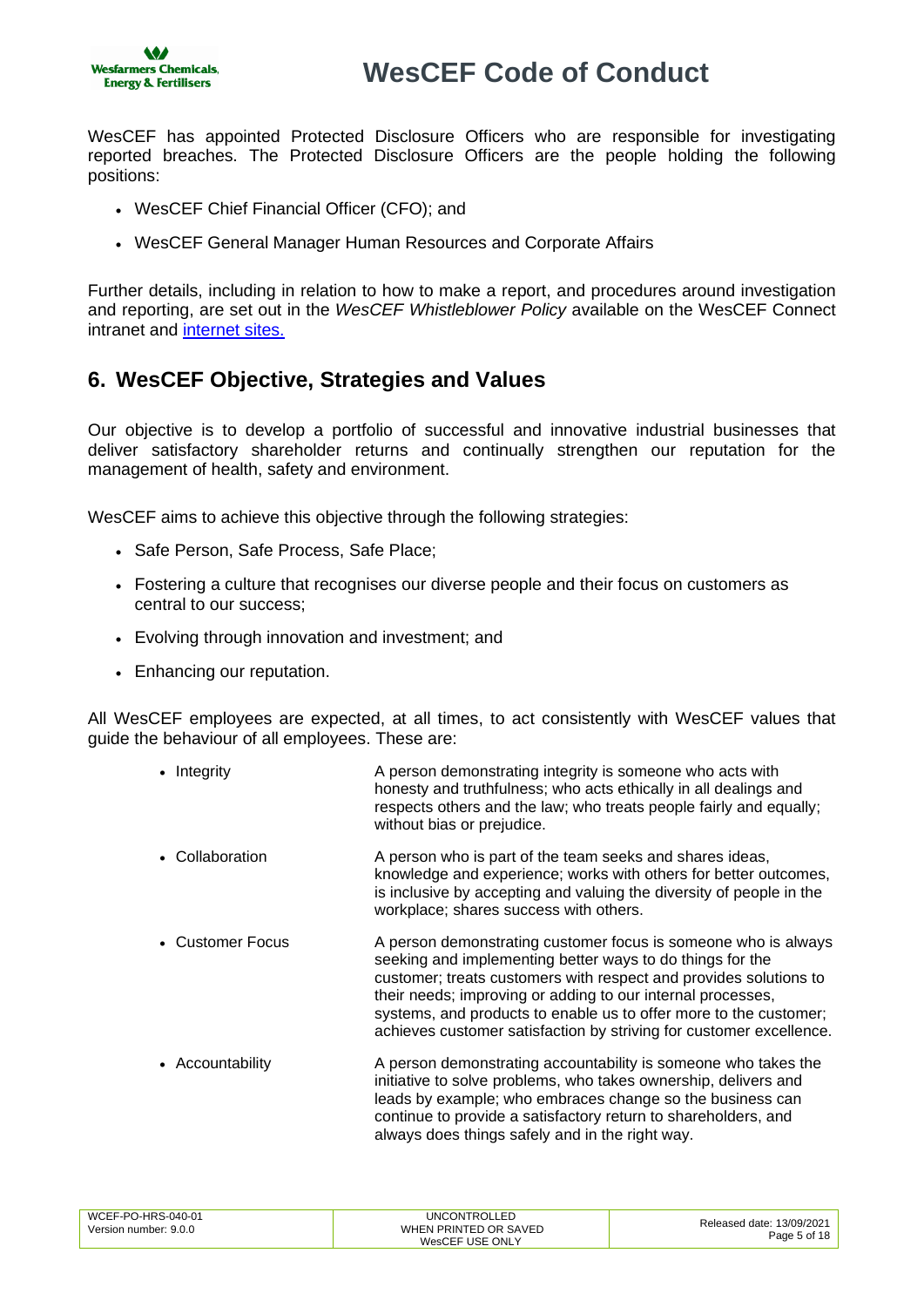WesCEF has appointed Protected Disclosure Officers who are responsible for investigating reported breaches. The Protected Disclosure Officers are the people holding the following positions:

- WesCEF Chief Financial Officer (CFO); and
- WesCEF General Manager Human Resources and Corporate Affairs

Further details, including in relation to how to make a report, and procedures around investigation and reporting, are set out in the *WesCEF Whistleblower Policy* available on the WesCEF Connect intranet and internet sites.

## 6. WesCEF Objective, Strategies and Values

Our objective is to develop a portfolio of successful and innovative industrial businesses that deliver satisfactory shareholder returns and continually strengthen our reputation for the management of health, safety and environment.

WesCEF aims to achieve this objective through the following strategies:

- Safe Person, Safe Process, Safe Place;
- Fostering a culture that recognises our diverse people and their focus on customers as central to our success;
- Evolving through innovation and investment; and
- Enhancing our reputation.

All WesCEF employees are expected, at all times, to act consistently with WesCEF values that guide the behaviour of all employees. These are:

- **Integrity** – A person demonstrating integrity is someone who acts with honesty and truthfulness; who acts ethically in all dealings and respects others and the law; who treats people fairly and equally; without bias or prejudice.
- **Collaboration** – A person who is part of the team seeks and shares ideas, knowledge and experience; works with others for better outcomes, is inclusive by accepting and valuing the diversity of people in the workplace; shares success with others.
- **Customer Focus** – A person demonstrating customer focus is someone who is always seeking and implementing better ways to do things for the customer; treats customers with respect and provides solutions to their needs; improving or adding to our internal processes, systems, and products to enable us to offer more to the customer; achieves customer satisfaction by striving for customer excellence.
- **Accountability** – A person demonstrating accountability is someone who takes the initiative to solve problems, who takes ownership, delivers and leads by example; who embraces change so the business can continue to provide a satisfactory return to shareholders, and always does things safely and in the right way.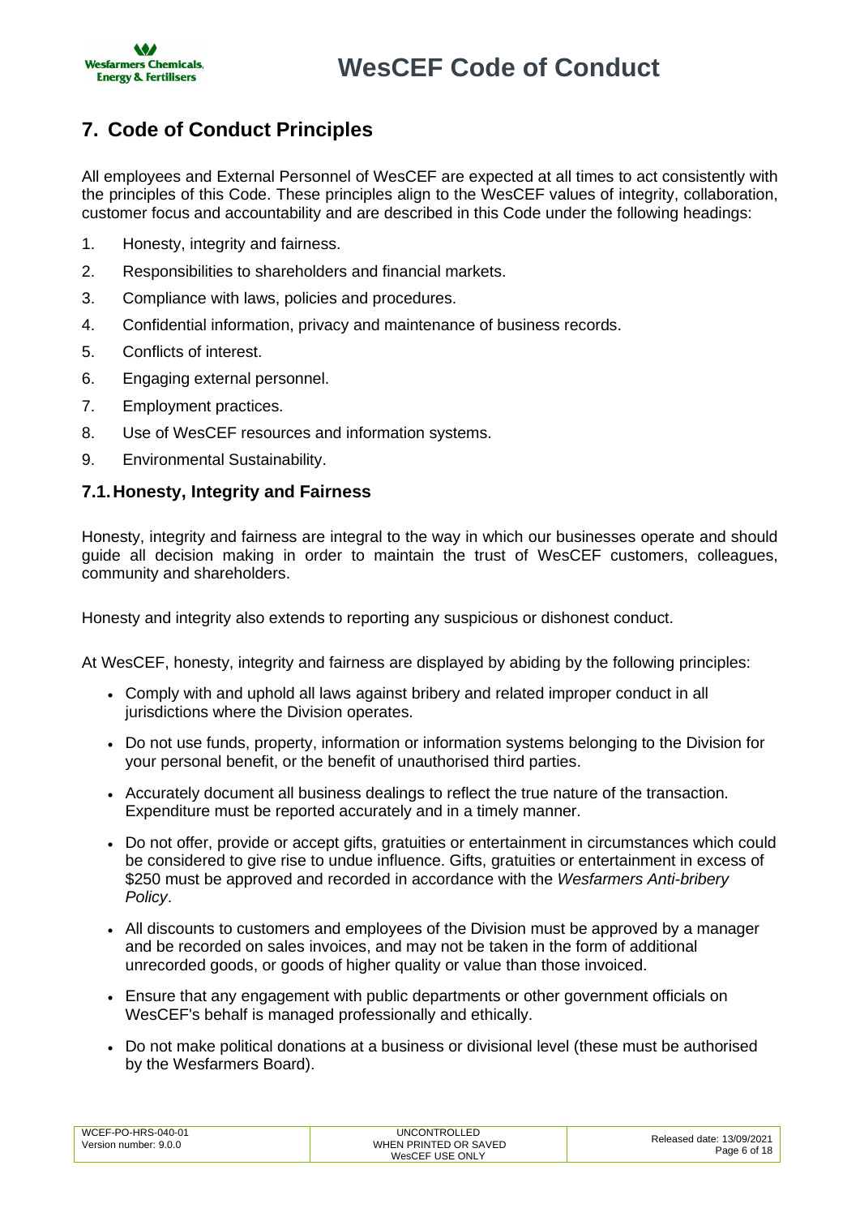## 7. Code of Conduct Principles

All employees and External Personnel of WesCEF are expected at all times to act consistently with the principles of this Code. These principles align to the WesCEF values of integrity, collaboration, customer focus and accountability and are described in this Code under the following headings:

1. Honesty, integrity and fairness.
2. Responsibilities to shareholders and financial markets.
3. Compliance with laws, policies and procedures.
4. Confidential information, privacy and maintenance of business records.
5. Conflicts of interest.
6. Engaging external personnel.
7. Employment practices.
8. Use of WesCEF resources and information systems.
9. Environmental Sustainability.

### 7.1. Honesty, Integrity and Fairness

Honesty, integrity and fairness are integral to the way in which our businesses operate and should guide all decision making in order to maintain the trust of WesCEF customers, colleagues, community and shareholders.

Honesty and integrity also extends to reporting any suspicious or dishonest conduct.

At WesCEF, honesty, integrity and fairness are displayed by abiding by the following principles:

- Comply with and uphold all laws against bribery and related improper conduct in all jurisdictions where the Division operates.
- Do not use funds, property, information or information systems belonging to the Division for your personal benefit, or the benefit of unauthorised third parties.
- Accurately document all business dealings to reflect the true nature of the transaction. Expenditure must be reported accurately and in a timely manner.
- Do not offer, provide or accept gifts, gratuities or entertainment in circumstances which could be considered to give rise to undue influence. Gifts, gratuities or entertainment in excess of $250 must be approved and recorded in accordance with the *Wesfarmers Anti-bribery Policy*.
- All discounts to customers and employees of the Division must be approved by a manager and be recorded on sales invoices, and may not be taken in the form of additional unrecorded goods, or goods of higher quality or value than those invoiced.
- Ensure that any engagement with public departments or other government officials on WesCEF's behalf is managed professionally and ethically.
- Do not make political donations at a business or divisional level (these must be authorised by the Wesfarmers Board).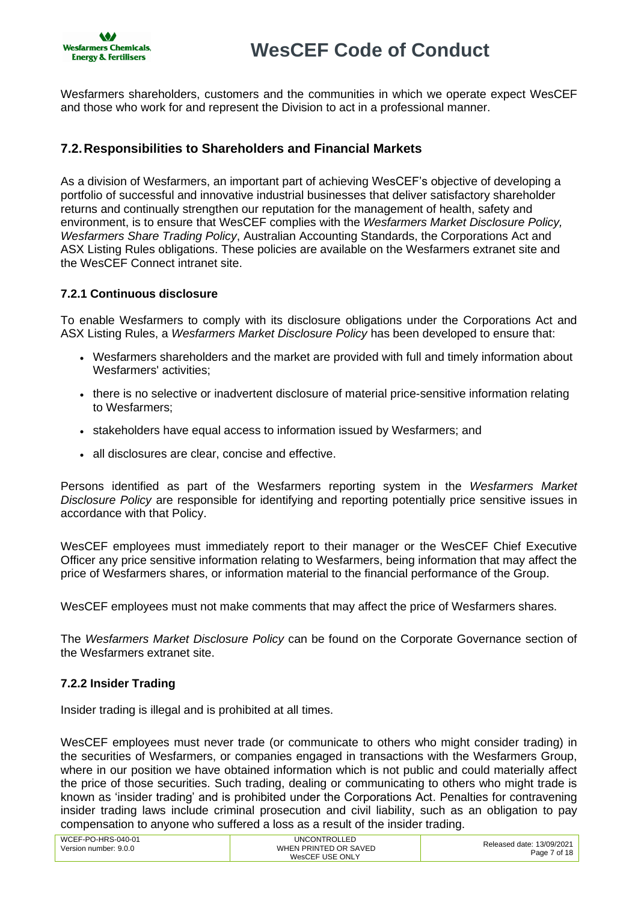Wesfarmers shareholders, customers and the communities in which we operate expect WesCEF and those who work for and represent the Division to act in a professional manner.

## 7.2. Responsibilities to Shareholders and Financial Markets

As a division of Wesfarmers, an important part of achieving WesCEF's objective of developing a portfolio of successful and innovative industrial businesses that deliver satisfactory shareholder returns and continually strengthen our reputation for the management of health, safety and environment, is to ensure that WesCEF complies with the *Wesfarmers Market Disclosure Policy, Wesfarmers Share Trading Policy*, Australian Accounting Standards, the Corporations Act and ASX Listing Rules obligations. These policies are available on the Wesfarmers extranet site and the WesCEF Connect intranet site.

### 7.2.1 Continuous disclosure

To enable Wesfarmers to comply with its disclosure obligations under the Corporations Act and ASX Listing Rules, a *Wesfarmers Market Disclosure Policy* has been developed to ensure that:

- Wesfarmers shareholders and the market are provided with full and timely information about Wesfarmers' activities;
- there is no selective or inadvertent disclosure of material price-sensitive information relating to Wesfarmers;
- stakeholders have equal access to information issued by Wesfarmers; and
- all disclosures are clear, concise and effective.

Persons identified as part of the Wesfarmers reporting system in the *Wesfarmers Market Disclosure Policy* are responsible for identifying and reporting potentially price sensitive issues in accordance with that Policy.

WesCEF employees must immediately report to their manager or the WesCEF Chief Executive Officer any price sensitive information relating to Wesfarmers, being information that may affect the price of Wesfarmers shares, or information material to the financial performance of the Group.

WesCEF employees must not make comments that may affect the price of Wesfarmers shares.

The *Wesfarmers Market Disclosure Policy* can be found on the Corporate Governance section of the Wesfarmers extranet site.

### 7.2.2 Insider Trading

Insider trading is illegal and is prohibited at all times.

WesCEF employees must never trade (or communicate to others who might consider trading) in the securities of Wesfarmers, or companies engaged in transactions with the Wesfarmers Group, where in our position we have obtained information which is not public and could materially affect the price of those securities. Such trading, dealing or communicating to others who might trade is known as 'insider trading' and is prohibited under the Corporations Act. Penalties for contravening insider trading laws include criminal prosecution and civil liability, such as an obligation to pay compensation to anyone who suffered a loss as a result of the insider trading.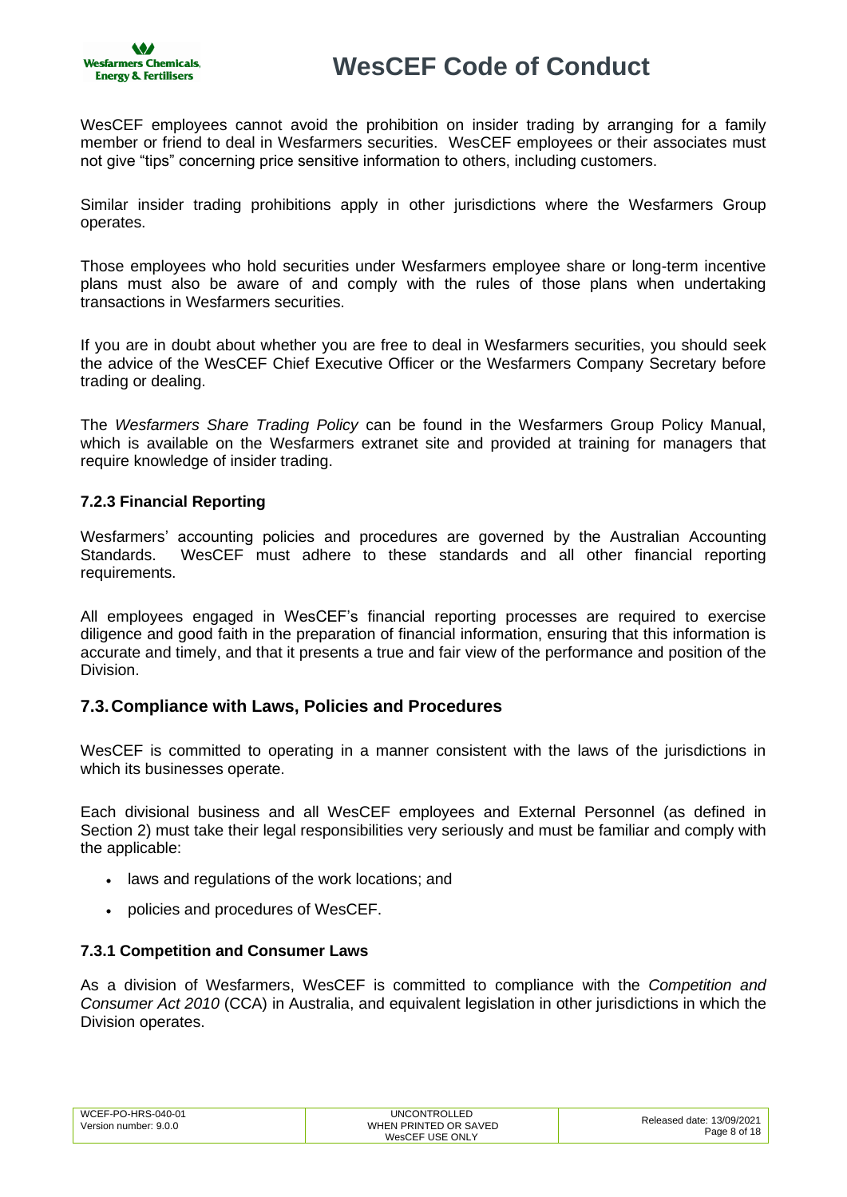WesCEF employees cannot avoid the prohibition on insider trading by arranging for a family member or friend to deal in Wesfarmers securities. WesCEF employees or their associates must not give "tips" concerning price sensitive information to others, including customers.

Similar insider trading prohibitions apply in other jurisdictions where the Wesfarmers Group operates.

Those employees who hold securities under Wesfarmers employee share or long-term incentive plans must also be aware of and comply with the rules of those plans when undertaking transactions in Wesfarmers securities.

If you are in doubt about whether you are free to deal in Wesfarmers securities, you should seek the advice of the WesCEF Chief Executive Officer or the Wesfarmers Company Secretary before trading or dealing.

The *Wesfarmers Share Trading Policy* can be found in the Wesfarmers Group Policy Manual, which is available on the Wesfarmers extranet site and provided at training for managers that require knowledge of insider trading.

#### 7.2.3 Financial Reporting

Wesfarmers' accounting policies and procedures are governed by the Australian Accounting Standards. WesCEF must adhere to these standards and all other financial reporting requirements.

All employees engaged in WesCEF's financial reporting processes are required to exercise diligence and good faith in the preparation of financial information, ensuring that this information is accurate and timely, and that it presents a true and fair view of the performance and position of the Division.

### 7.3. Compliance with Laws, Policies and Procedures

WesCEF is committed to operating in a manner consistent with the laws of the jurisdictions in which its businesses operate.

Each divisional business and all WesCEF employees and External Personnel (as defined in Section 2) must take their legal responsibilities very seriously and must be familiar and comply with the applicable:

- laws and regulations of the work locations; and
- policies and procedures of WesCEF.

#### 7.3.1 Competition and Consumer Laws

As a division of Wesfarmers, WesCEF is committed to compliance with the *Competition and Consumer Act 2010* (CCA) in Australia, and equivalent legislation in other jurisdictions in which the Division operates.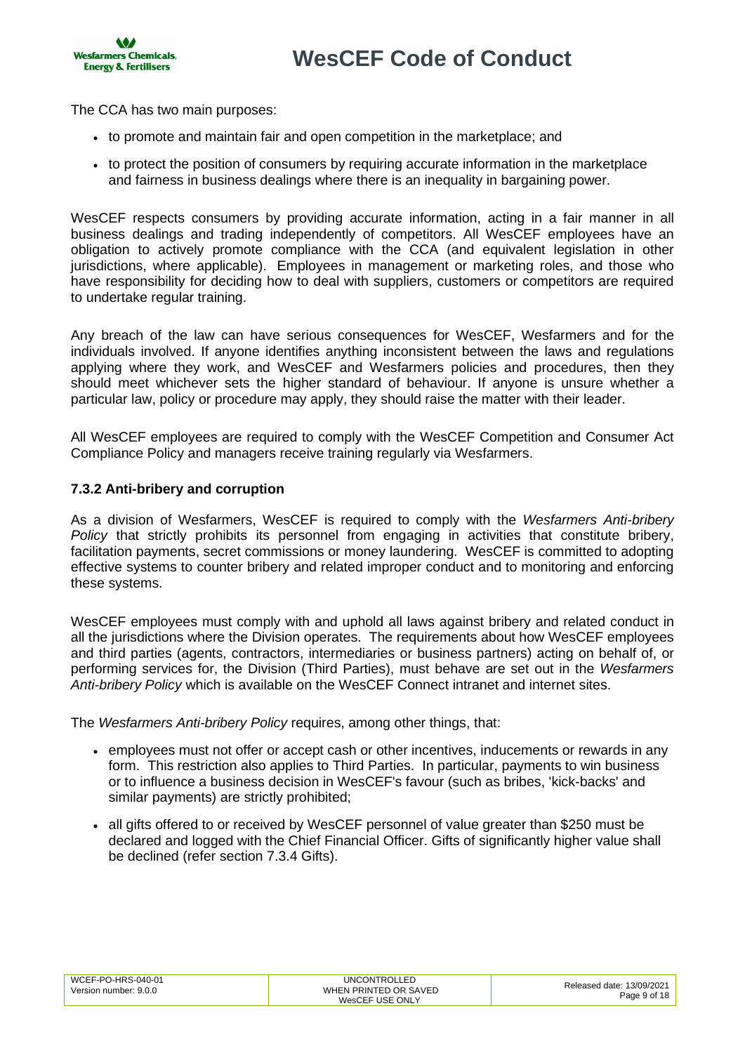The CCA has two main purposes:

- to promote and maintain fair and open competition in the marketplace; and
- to protect the position of consumers by requiring accurate information in the marketplace and fairness in business dealings where there is an inequality in bargaining power.

WesCEF respects consumers by providing accurate information, acting in a fair manner in all business dealings and trading independently of competitors. All WesCEF employees have an obligation to actively promote compliance with the CCA (and equivalent legislation in other jurisdictions, where applicable). Employees in management or marketing roles, and those who have responsibility for deciding how to deal with suppliers, customers or competitors are required to undertake regular training.

Any breach of the law can have serious consequences for WesCEF, Wesfarmers and for the individuals involved. If anyone identifies anything inconsistent between the laws and regulations applying where they work, and WesCEF and Wesfarmers policies and procedures, then they should meet whichever sets the higher standard of behaviour. If anyone is unsure whether a particular law, policy or procedure may apply, they should raise the matter with their leader.

All WesCEF employees are required to comply with the WesCEF Competition and Consumer Act Compliance Policy and managers receive training regularly via Wesfarmers.

### 7.3.2 Anti-bribery and corruption

As a division of Wesfarmers, WesCEF is required to comply with the *Wesfarmers Anti-bribery Policy* that strictly prohibits its personnel from engaging in activities that constitute bribery, facilitation payments, secret commissions or money laundering. WesCEF is committed to adopting effective systems to counter bribery and related improper conduct and to monitoring and enforcing these systems.

WesCEF employees must comply with and uphold all laws against bribery and related conduct in all the jurisdictions where the Division operates. The requirements about how WesCEF employees and third parties (agents, contractors, intermediaries or business partners) acting on behalf of, or performing services for, the Division (Third Parties), must behave are set out in the *Wesfarmers Anti-bribery Policy* which is available on the WesCEF Connect intranet and internet sites.

The *Wesfarmers Anti-bribery Policy* requires, among other things, that:

- employees must not offer or accept cash or other incentives, inducements or rewards in any form. This restriction also applies to Third Parties. In particular, payments to win business or to influence a business decision in WesCEF's favour (such as bribes, 'kick-backs' and similar payments) are strictly prohibited;
- all gifts offered to or received by WesCEF personnel of value greater than $250 must be declared and logged with the Chief Financial Officer. Gifts of significantly higher value shall be declined (refer section 7.3.4 Gifts).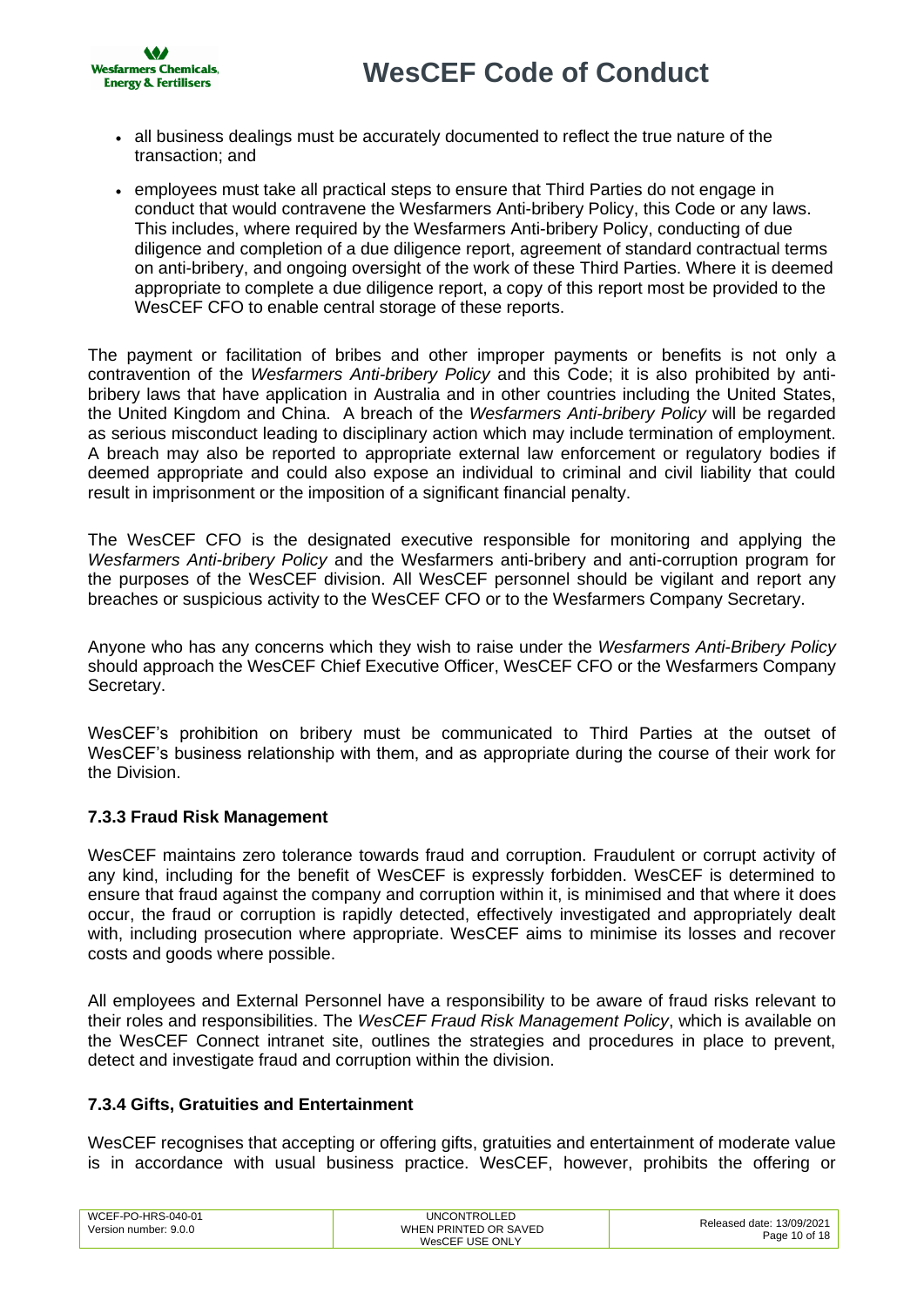- all business dealings must be accurately documented to reflect the true nature of the transaction; and
- employees must take all practical steps to ensure that Third Parties do not engage in conduct that would contravene the Wesfarmers Anti-bribery Policy, this Code or any laws. This includes, where required by the Wesfarmers Anti-bribery Policy, conducting of due diligence and completion of a due diligence report, agreement of standard contractual terms on anti-bribery, and ongoing oversight of the work of these Third Parties. Where it is deemed appropriate to complete a due diligence report, a copy of this report most be provided to the WesCEF CFO to enable central storage of these reports.

The payment or facilitation of bribes and other improper payments or benefits is not only a contravention of the *Wesfarmers Anti-bribery Policy* and this Code; it is also prohibited by anti-bribery laws that have application in Australia and in other countries including the United States, the United Kingdom and China. A breach of the *Wesfarmers Anti-bribery Policy* will be regarded as serious misconduct leading to disciplinary action which may include termination of employment. A breach may also be reported to appropriate external law enforcement or regulatory bodies if deemed appropriate and could also expose an individual to criminal and civil liability that could result in imprisonment or the imposition of a significant financial penalty.

The WesCEF CFO is the designated executive responsible for monitoring and applying the *Wesfarmers Anti-bribery Policy* and the Wesfarmers anti-bribery and anti-corruption program for the purposes of the WesCEF division. All WesCEF personnel should be vigilant and report any breaches or suspicious activity to the WesCEF CFO or to the Wesfarmers Company Secretary.

Anyone who has any concerns which they wish to raise under the *Wesfarmers Anti-Bribery Policy* should approach the WesCEF Chief Executive Officer, WesCEF CFO or the Wesfarmers Company Secretary.

WesCEF's prohibition on bribery must be communicated to Third Parties at the outset of WesCEF's business relationship with them, and as appropriate during the course of their work for the Division.

### 7.3.3 Fraud Risk Management

WesCEF maintains zero tolerance towards fraud and corruption. Fraudulent or corrupt activity of any kind, including for the benefit of WesCEF is expressly forbidden. WesCEF is determined to ensure that fraud against the company and corruption within it, is minimised and that where it does occur, the fraud or corruption is rapidly detected, effectively investigated and appropriately dealt with, including prosecution where appropriate. WesCEF aims to minimise its losses and recover costs and goods where possible.

All employees and External Personnel have a responsibility to be aware of fraud risks relevant to their roles and responsibilities. The *WesCEF Fraud Risk Management Policy*, which is available on the WesCEF Connect intranet site, outlines the strategies and procedures in place to prevent, detect and investigate fraud and corruption within the division.

### 7.3.4 Gifts, Gratuities and Entertainment

WesCEF recognises that accepting or offering gifts, gratuities and entertainment of moderate value is in accordance with usual business practice. WesCEF, however, prohibits the offering or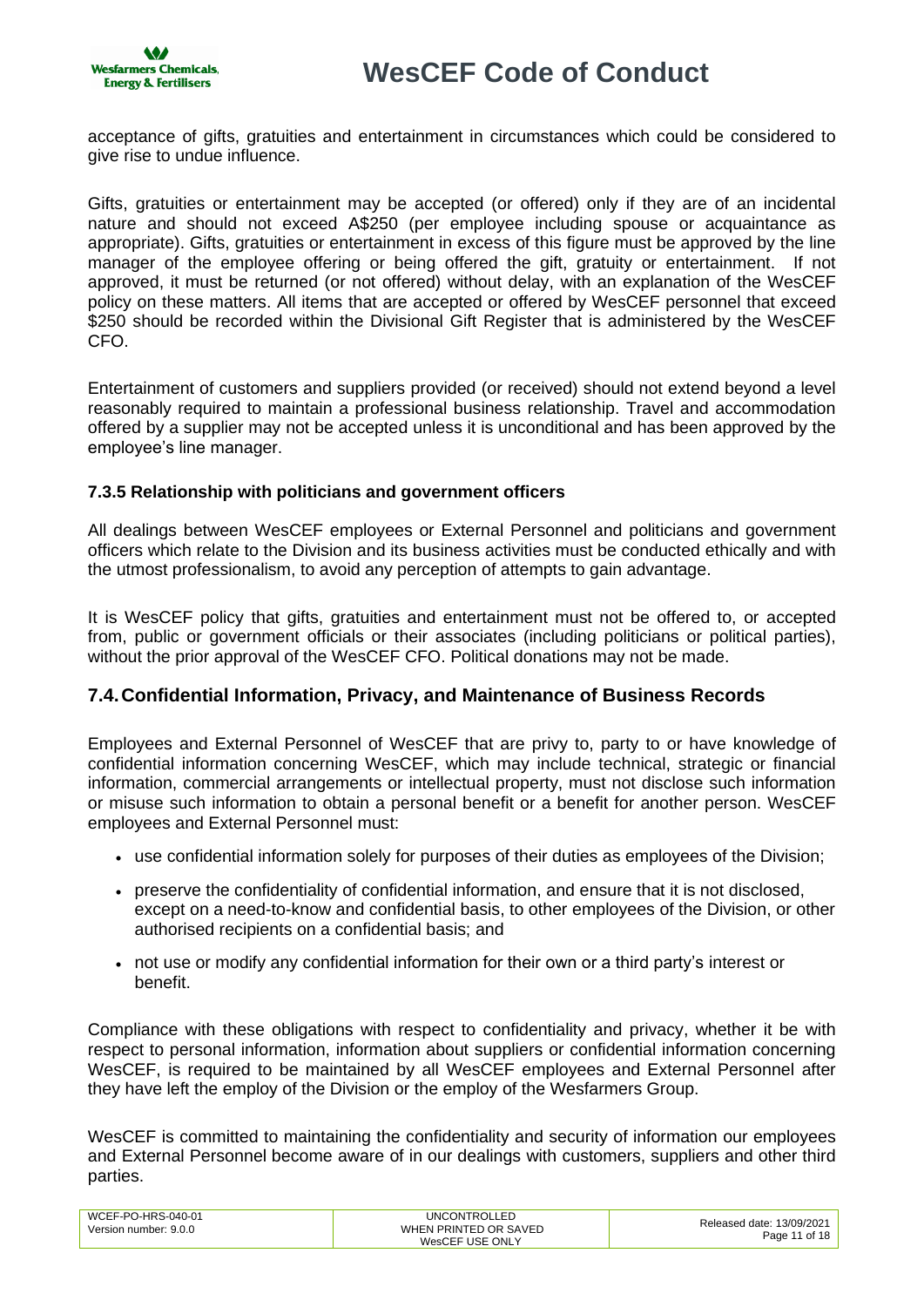acceptance of gifts, gratuities and entertainment in circumstances which could be considered to give rise to undue influence.

Gifts, gratuities or entertainment may be accepted (or offered) only if they are of an incidental nature and should not exceed A$250 (per employee including spouse or acquaintance as appropriate). Gifts, gratuities or entertainment in excess of this figure must be approved by the line manager of the employee offering or being offered the gift, gratuity or entertainment. If not approved, it must be returned (or not offered) without delay, with an explanation of the WesCEF policy on these matters. All items that are accepted or offered by WesCEF personnel that exceed $250 should be recorded within the Divisional Gift Register that is administered by the WesCEF CFO.

Entertainment of customers and suppliers provided (or received) should not extend beyond a level reasonably required to maintain a professional business relationship. Travel and accommodation offered by a supplier may not be accepted unless it is unconditional and has been approved by the employee's line manager.

#### 7.3.5 Relationship with politicians and government officers

All dealings between WesCEF employees or External Personnel and politicians and government officers which relate to the Division and its business activities must be conducted ethically and with the utmost professionalism, to avoid any perception of attempts to gain advantage.

It is WesCEF policy that gifts, gratuities and entertainment must not be offered to, or accepted from, public or government officials or their associates (including politicians or political parties), without the prior approval of the WesCEF CFO. Political donations may not be made.

### 7.4. Confidential Information, Privacy, and Maintenance of Business Records

Employees and External Personnel of WesCEF that are privy to, party to or have knowledge of confidential information concerning WesCEF, which may include technical, strategic or financial information, commercial arrangements or intellectual property, must not disclose such information or misuse such information to obtain a personal benefit or a benefit for another person. WesCEF employees and External Personnel must:

- use confidential information solely for purposes of their duties as employees of the Division;
- preserve the confidentiality of confidential information, and ensure that it is not disclosed, except on a need-to-know and confidential basis, to other employees of the Division, or other authorised recipients on a confidential basis; and
- not use or modify any confidential information for their own or a third party's interest or benefit.

Compliance with these obligations with respect to confidentiality and privacy, whether it be with respect to personal information, information about suppliers or confidential information concerning WesCEF, is required to be maintained by all WesCEF employees and External Personnel after they have left the employ of the Division or the employ of the Wesfarmers Group.

WesCEF is committed to maintaining the confidentiality and security of information our employees and External Personnel become aware of in our dealings with customers, suppliers and other third parties.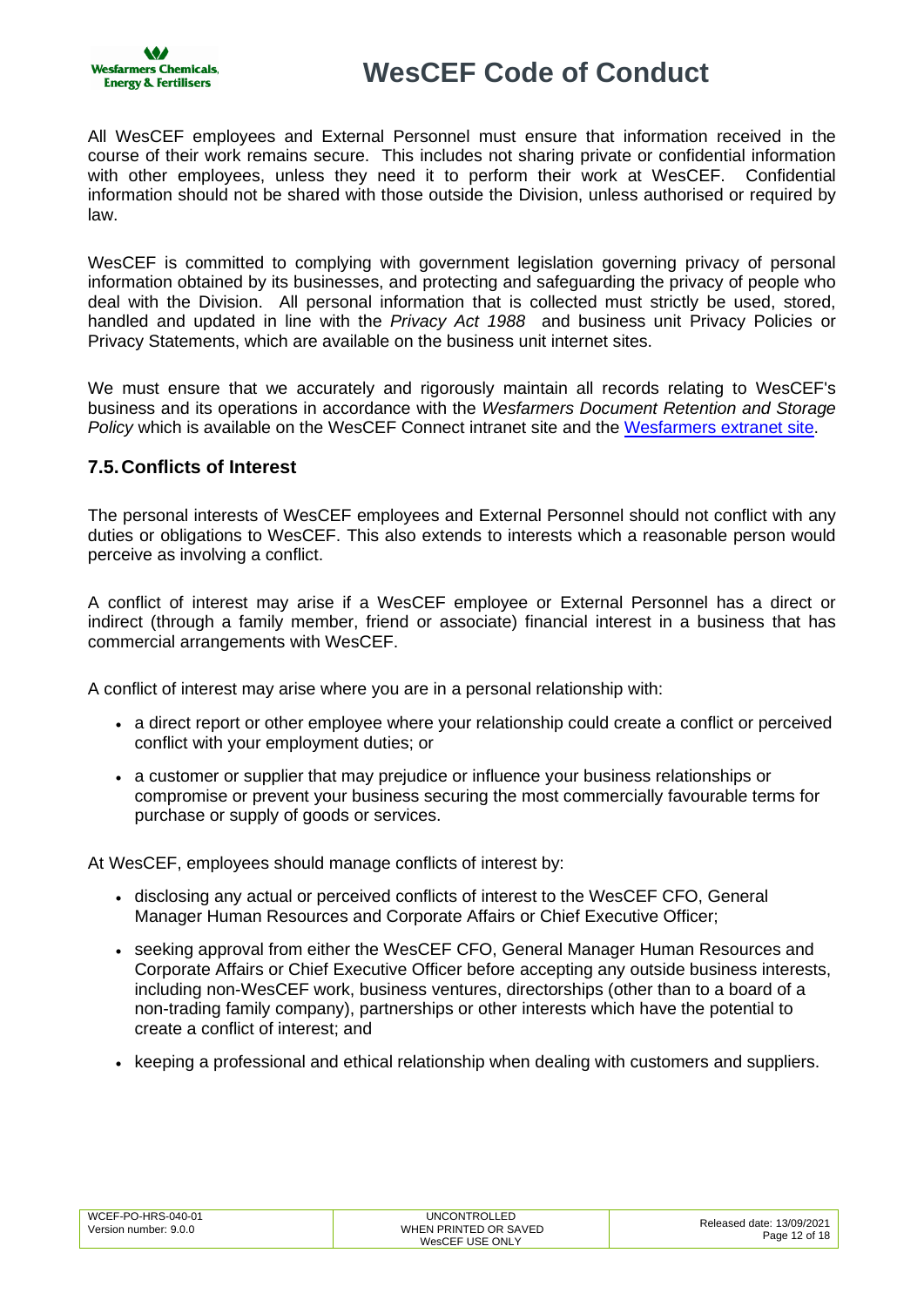All WesCEF employees and External Personnel must ensure that information received in the course of their work remains secure. This includes not sharing private or confidential information with other employees, unless they need it to perform their work at WesCEF. Confidential information should not be shared with those outside the Division, unless authorised or required by law.

WesCEF is committed to complying with government legislation governing privacy of personal information obtained by its businesses, and protecting and safeguarding the privacy of people who deal with the Division. All personal information that is collected must strictly be used, stored, handled and updated in line with the *Privacy Act 1988* and business unit Privacy Policies or Privacy Statements, which are available on the business unit internet sites.

We must ensure that we accurately and rigorously maintain all records relating to WesCEF's business and its operations in accordance with the *Wesfarmers Document Retention and Storage Policy* which is available on the WesCEF Connect intranet site and the Wesfarmers extranet site.

### 7.5. Conflicts of Interest

The personal interests of WesCEF employees and External Personnel should not conflict with any duties or obligations to WesCEF. This also extends to interests which a reasonable person would perceive as involving a conflict.

A conflict of interest may arise if a WesCEF employee or External Personnel has a direct or indirect (through a family member, friend or associate) financial interest in a business that has commercial arrangements with WesCEF.

A conflict of interest may arise where you are in a personal relationship with:

- a direct report or other employee where your relationship could create a conflict or perceived conflict with your employment duties; or
- a customer or supplier that may prejudice or influence your business relationships or compromise or prevent your business securing the most commercially favourable terms for purchase or supply of goods or services.

At WesCEF, employees should manage conflicts of interest by:

- disclosing any actual or perceived conflicts of interest to the WesCEF CFO, General Manager Human Resources and Corporate Affairs or Chief Executive Officer;
- seeking approval from either the WesCEF CFO, General Manager Human Resources and Corporate Affairs or Chief Executive Officer before accepting any outside business interests, including non-WesCEF work, business ventures, directorships (other than to a board of a non-trading family company), partnerships or other interests which have the potential to create a conflict of interest; and
- keeping a professional and ethical relationship when dealing with customers and suppliers.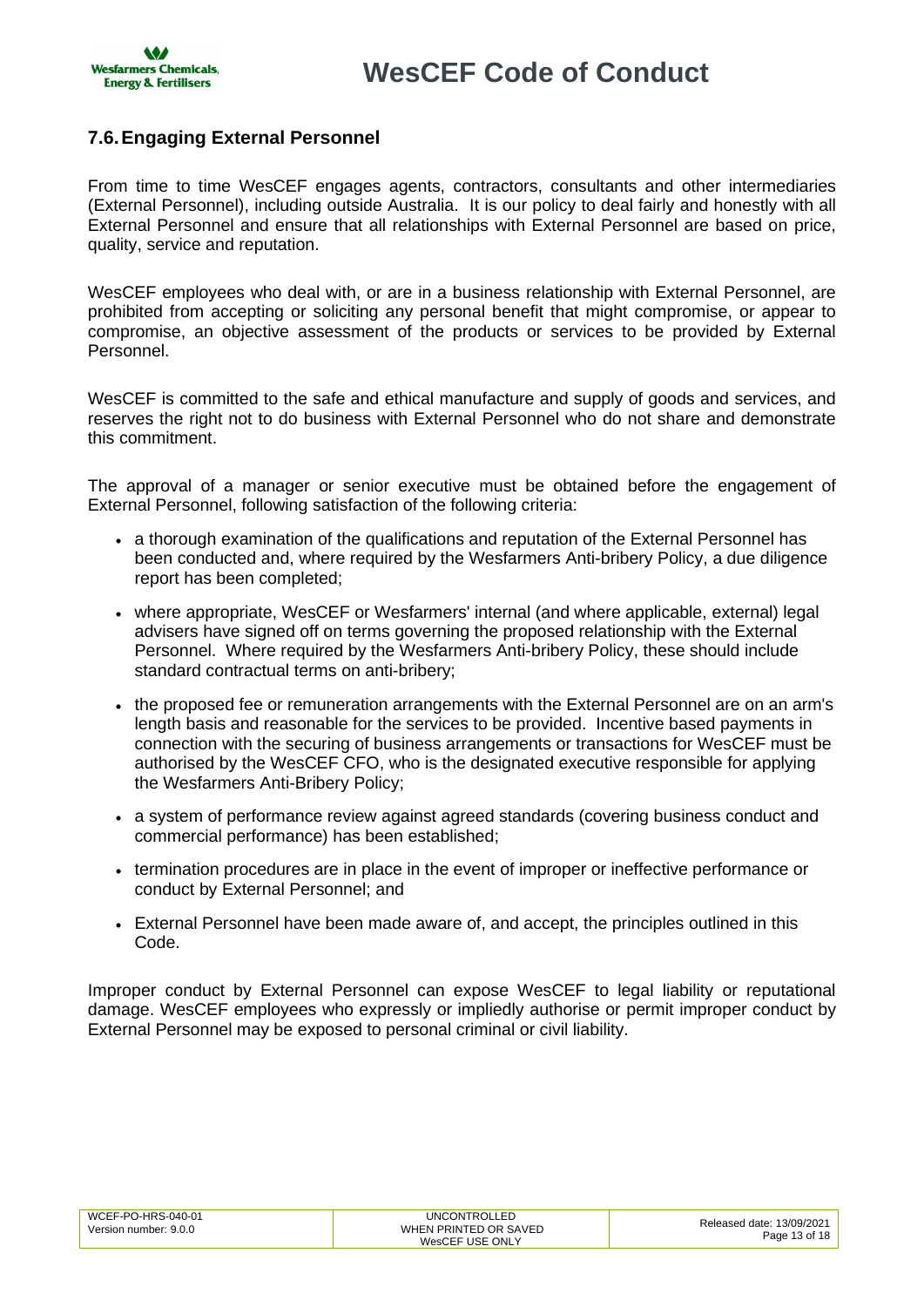## 7.6. Engaging External Personnel

From time to time WesCEF engages agents, contractors, consultants and other intermediaries (External Personnel), including outside Australia. It is our policy to deal fairly and honestly with all External Personnel and ensure that all relationships with External Personnel are based on price, quality, service and reputation.

WesCEF employees who deal with, or are in a business relationship with External Personnel, are prohibited from accepting or soliciting any personal benefit that might compromise, or appear to compromise, an objective assessment of the products or services to be provided by External Personnel.

WesCEF is committed to the safe and ethical manufacture and supply of goods and services, and reserves the right not to do business with External Personnel who do not share and demonstrate this commitment.

The approval of a manager or senior executive must be obtained before the engagement of External Personnel, following satisfaction of the following criteria:

- a thorough examination of the qualifications and reputation of the External Personnel has been conducted and, where required by the Wesfarmers Anti-bribery Policy, a due diligence report has been completed;
- where appropriate, WesCEF or Wesfarmers' internal (and where applicable, external) legal advisers have signed off on terms governing the proposed relationship with the External Personnel. Where required by the Wesfarmers Anti-bribery Policy, these should include standard contractual terms on anti-bribery;
- the proposed fee or remuneration arrangements with the External Personnel are on an arm's length basis and reasonable for the services to be provided. Incentive based payments in connection with the securing of business arrangements or transactions for WesCEF must be authorised by the WesCEF CFO, who is the designated executive responsible for applying the Wesfarmers Anti-Bribery Policy;
- a system of performance review against agreed standards (covering business conduct and commercial performance) has been established;
- termination procedures are in place in the event of improper or ineffective performance or conduct by External Personnel; and
- External Personnel have been made aware of, and accept, the principles outlined in this Code.

Improper conduct by External Personnel can expose WesCEF to legal liability or reputational damage. WesCEF employees who expressly or impliedly authorise or permit improper conduct by External Personnel may be exposed to personal criminal or civil liability.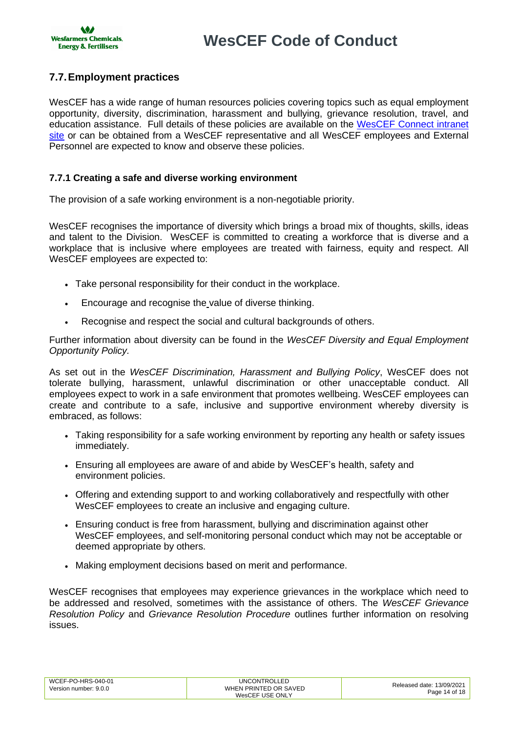## 7.7. Employment practices

WesCEF has a wide range of human resources policies covering topics such as equal employment opportunity, diversity, discrimination, harassment and bullying, grievance resolution, travel, and education assistance. Full details of these policies are available on the [WesCEF Connect intranet site]() or can be obtained from a WesCEF representative and all WesCEF employees and External Personnel are expected to know and observe these policies.

### 7.7.1 Creating a safe and diverse working environment

The provision of a safe working environment is a non-negotiable priority.

WesCEF recognises the importance of diversity which brings a broad mix of thoughts, skills, ideas and talent to the Division. WesCEF is committed to creating a workforce that is diverse and a workplace that is inclusive where employees are treated with fairness, equity and respect. All WesCEF employees are expected to:

- Take personal responsibility for their conduct in the workplace.
- Encourage and recognise the value of diverse thinking.
- Recognise and respect the social and cultural backgrounds of others.

Further information about diversity can be found in the *WesCEF Diversity and Equal Employment Opportunity Policy.*

As set out in the *WesCEF Discrimination, Harassment and Bullying Policy*, WesCEF does not tolerate bullying, harassment, unlawful discrimination or other unacceptable conduct. All employees expect to work in a safe environment that promotes wellbeing. WesCEF employees can create and contribute to a safe, inclusive and supportive environment whereby diversity is embraced, as follows:

- Taking responsibility for a safe working environment by reporting any health or safety issues immediately.
- Ensuring all employees are aware of and abide by WesCEF's health, safety and environment policies.
- Offering and extending support to and working collaboratively and respectfully with other WesCEF employees to create an inclusive and engaging culture.
- Ensuring conduct is free from harassment, bullying and discrimination against other WesCEF employees, and self-monitoring personal conduct which may not be acceptable or deemed appropriate by others.
- Making employment decisions based on merit and performance.

WesCEF recognises that employees may experience grievances in the workplace which need to be addressed and resolved, sometimes with the assistance of others. The *WesCEF Grievance Resolution Policy* and *Grievance Resolution Procedure* outlines further information on resolving issues.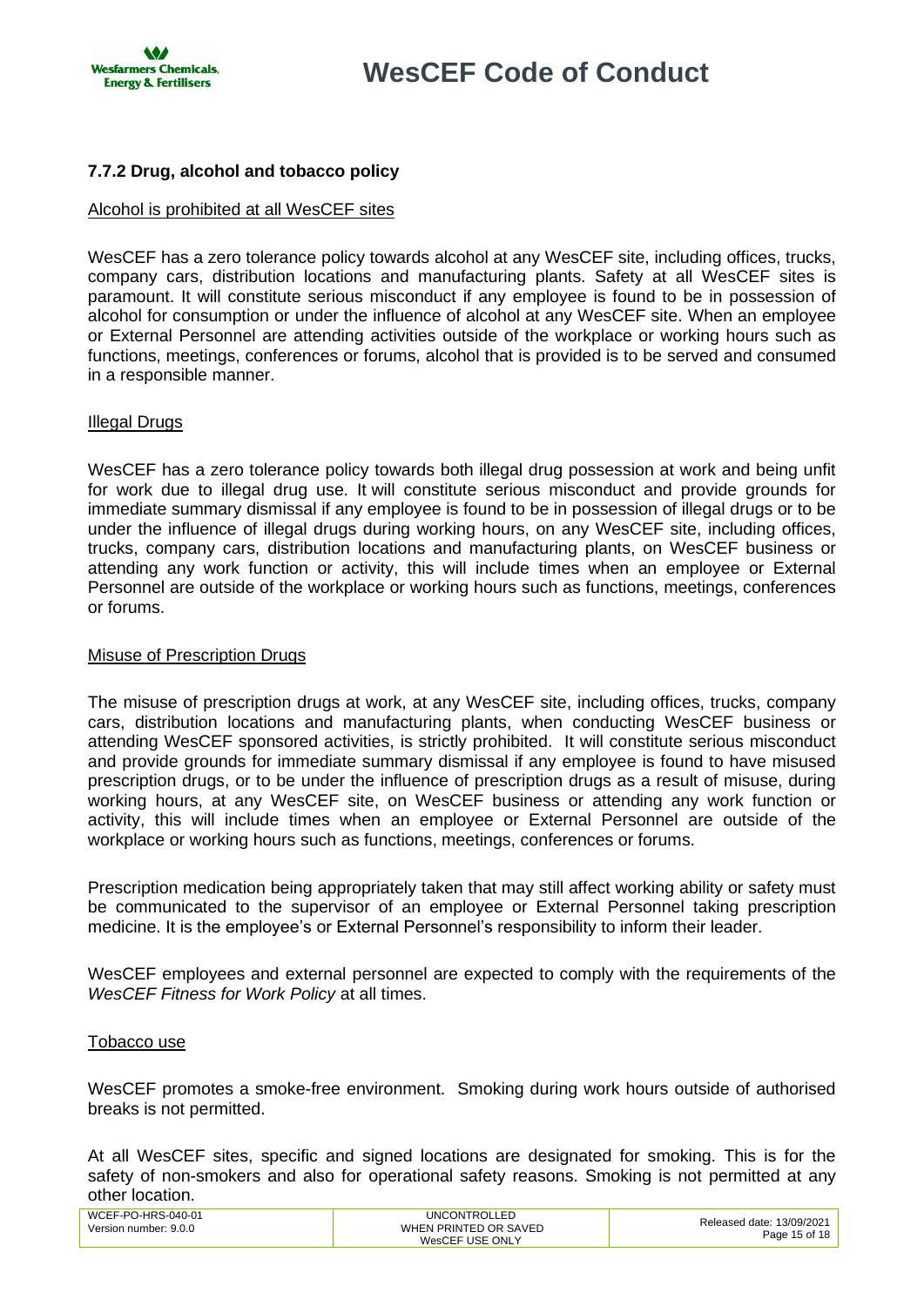### 7.7.2 Drug, alcohol and tobacco policy

Alcohol is prohibited at all WesCEF sites

WesCEF has a zero tolerance policy towards alcohol at any WesCEF site, including offices, trucks, company cars, distribution locations and manufacturing plants. Safety at all WesCEF sites is paramount. It will constitute serious misconduct if any employee is found to be in possession of alcohol for consumption or under the influence of alcohol at any WesCEF site. When an employee or External Personnel are attending activities outside of the workplace or working hours such as functions, meetings, conferences or forums, alcohol that is provided is to be served and consumed in a responsible manner.

Illegal Drugs

WesCEF has a zero tolerance policy towards both illegal drug possession at work and being unfit for work due to illegal drug use. It will constitute serious misconduct and provide grounds for immediate summary dismissal if any employee is found to be in possession of illegal drugs or to be under the influence of illegal drugs during working hours, on any WesCEF site, including offices, trucks, company cars, distribution locations and manufacturing plants, on WesCEF business or attending any work function or activity, this will include times when an employee or External Personnel are outside of the workplace or working hours such as functions, meetings, conferences or forums.

Misuse of Prescription Drugs

The misuse of prescription drugs at work, at any WesCEF site, including offices, trucks, company cars, distribution locations and manufacturing plants, when conducting WesCEF business or attending WesCEF sponsored activities, is strictly prohibited. It will constitute serious misconduct and provide grounds for immediate summary dismissal if any employee is found to have misused prescription drugs, or to be under the influence of prescription drugs as a result of misuse, during working hours, at any WesCEF site, on WesCEF business or attending any work function or activity, this will include times when an employee or External Personnel are outside of the workplace or working hours such as functions, meetings, conferences or forums.

Prescription medication being appropriately taken that may still affect working ability or safety must be communicated to the supervisor of an employee or External Personnel taking prescription medicine. It is the employee's or External Personnel's responsibility to inform their leader.

WesCEF employees and external personnel are expected to comply with the requirements of the *WesCEF Fitness for Work Policy* at all times.

Tobacco use

WesCEF promotes a smoke-free environment. Smoking during work hours outside of authorised breaks is not permitted.

At all WesCEF sites, specific and signed locations are designated for smoking. This is for the safety of non-smokers and also for operational safety reasons. Smoking is not permitted at any other location.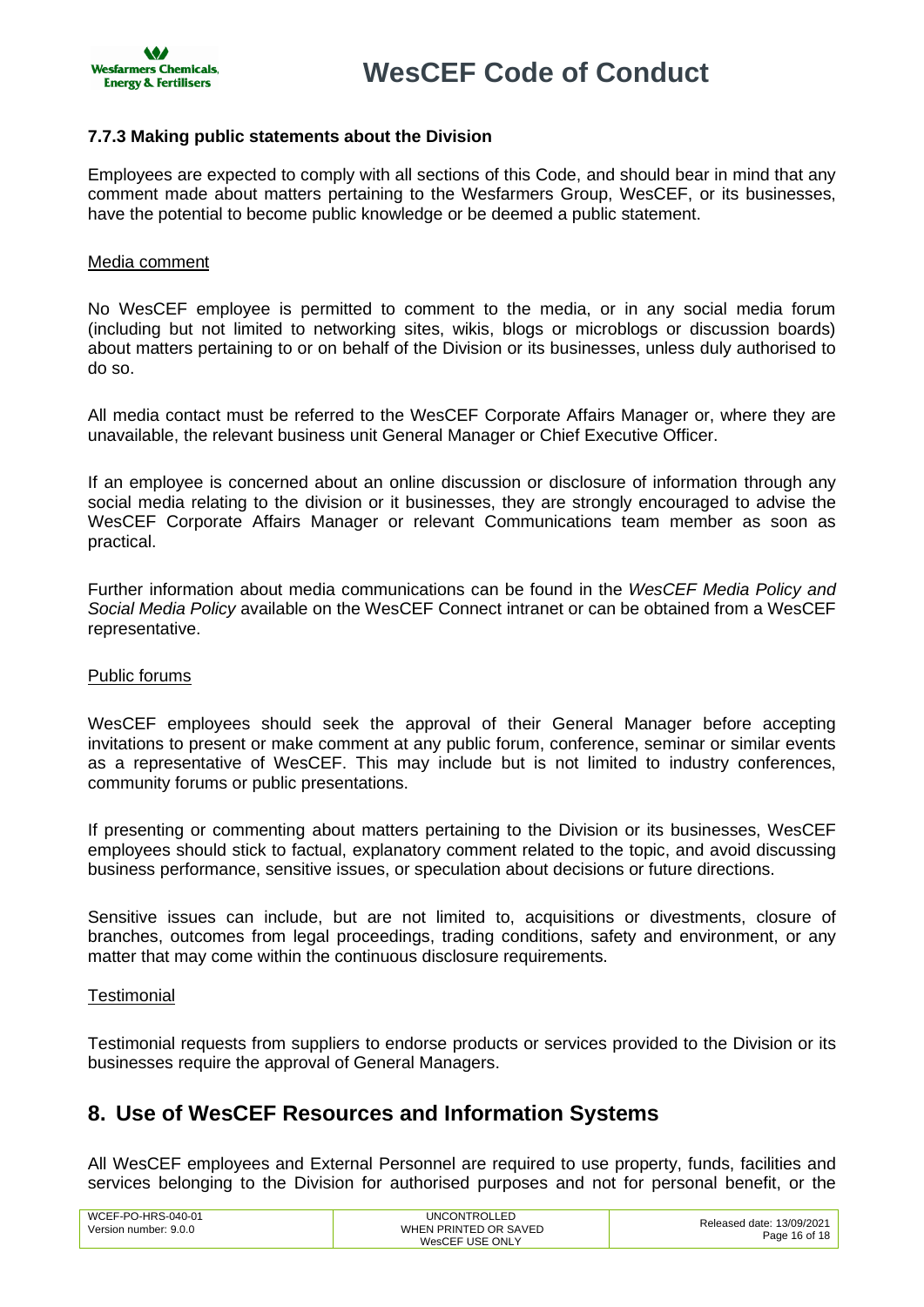### 7.7.3 Making public statements about the Division

Employees are expected to comply with all sections of this Code, and should bear in mind that any comment made about matters pertaining to the Wesfarmers Group, WesCEF, or its businesses, have the potential to become public knowledge or be deemed a public statement.

Media comment

No WesCEF employee is permitted to comment to the media, or in any social media forum (including but not limited to networking sites, wikis, blogs or microblogs or discussion boards) about matters pertaining to or on behalf of the Division or its businesses, unless duly authorised to do so.

All media contact must be referred to the WesCEF Corporate Affairs Manager or, where they are unavailable, the relevant business unit General Manager or Chief Executive Officer.

If an employee is concerned about an online discussion or disclosure of information through any social media relating to the division or it businesses, they are strongly encouraged to advise the WesCEF Corporate Affairs Manager or relevant Communications team member as soon as practical.

Further information about media communications can be found in the *WesCEF Media Policy and Social Media Policy* available on the WesCEF Connect intranet or can be obtained from a WesCEF representative.

Public forums

WesCEF employees should seek the approval of their General Manager before accepting invitations to present or make comment at any public forum, conference, seminar or similar events as a representative of WesCEF. This may include but is not limited to industry conferences, community forums or public presentations.

If presenting or commenting about matters pertaining to the Division or its businesses, WesCEF employees should stick to factual, explanatory comment related to the topic, and avoid discussing business performance, sensitive issues, or speculation about decisions or future directions.

Sensitive issues can include, but are not limited to, acquisitions or divestments, closure of branches, outcomes from legal proceedings, trading conditions, safety and environment, or any matter that may come within the continuous disclosure requirements.

Testimonial

Testimonial requests from suppliers to endorse products or services provided to the Division or its businesses require the approval of General Managers.

## 8. Use of WesCEF Resources and Information Systems

All WesCEF employees and External Personnel are required to use property, funds, facilities and services belonging to the Division for authorised purposes and not for personal benefit, or the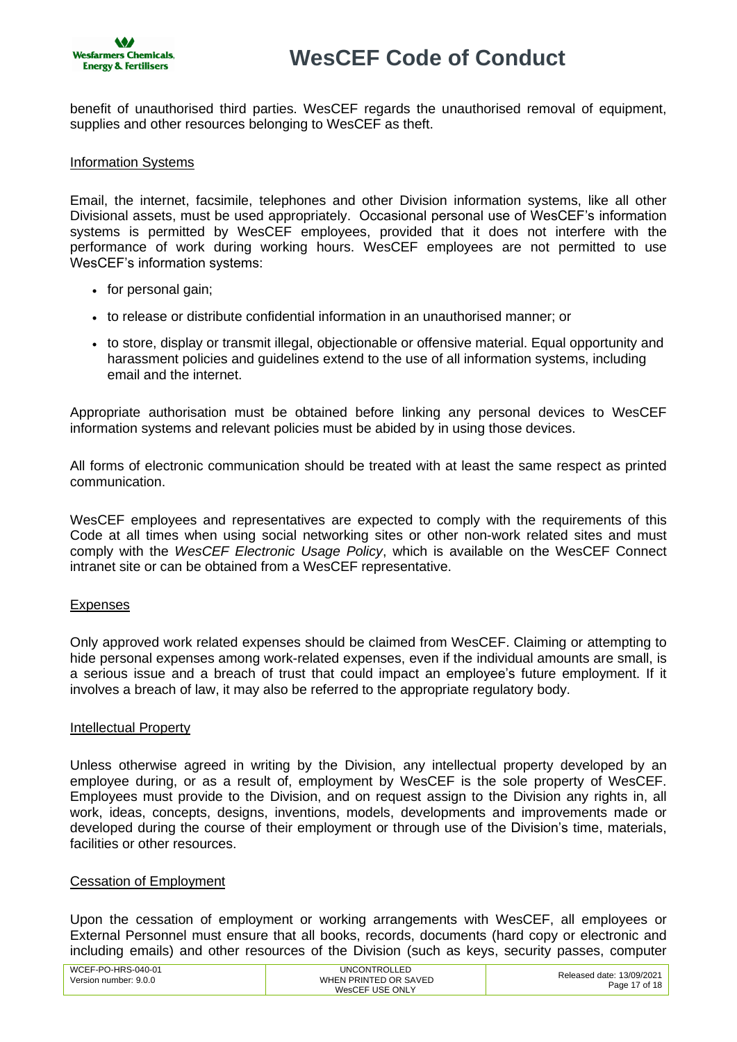benefit of unauthorised third parties. WesCEF regards the unauthorised removal of equipment, supplies and other resources belonging to WesCEF as theft.

Information Systems

Email, the internet, facsimile, telephones and other Division information systems, like all other Divisional assets, must be used appropriately. Occasional personal use of WesCEF's information systems is permitted by WesCEF employees, provided that it does not interfere with the performance of work during working hours. WesCEF employees are not permitted to use WesCEF's information systems:

- for personal gain;
- to release or distribute confidential information in an unauthorised manner; or
- to store, display or transmit illegal, objectionable or offensive material. Equal opportunity and harassment policies and guidelines extend to the use of all information systems, including email and the internet.

Appropriate authorisation must be obtained before linking any personal devices to WesCEF information systems and relevant policies must be abided by in using those devices.

All forms of electronic communication should be treated with at least the same respect as printed communication.

WesCEF employees and representatives are expected to comply with the requirements of this Code at all times when using social networking sites or other non-work related sites and must comply with the *WesCEF Electronic Usage Policy*, which is available on the WesCEF Connect intranet site or can be obtained from a WesCEF representative.

Expenses

Only approved work related expenses should be claimed from WesCEF. Claiming or attempting to hide personal expenses among work-related expenses, even if the individual amounts are small, is a serious issue and a breach of trust that could impact an employee's future employment. If it involves a breach of law, it may also be referred to the appropriate regulatory body.

Intellectual Property

Unless otherwise agreed in writing by the Division, any intellectual property developed by an employee during, or as a result of, employment by WesCEF is the sole property of WesCEF. Employees must provide to the Division, and on request assign to the Division any rights in, all work, ideas, concepts, designs, inventions, models, developments and improvements made or developed during the course of their employment or through use of the Division's time, materials, facilities or other resources.

Cessation of Employment

Upon the cessation of employment or working arrangements with WesCEF, all employees or External Personnel must ensure that all books, records, documents (hard copy or electronic and including emails) and other resources of the Division (such as keys, security passes, computer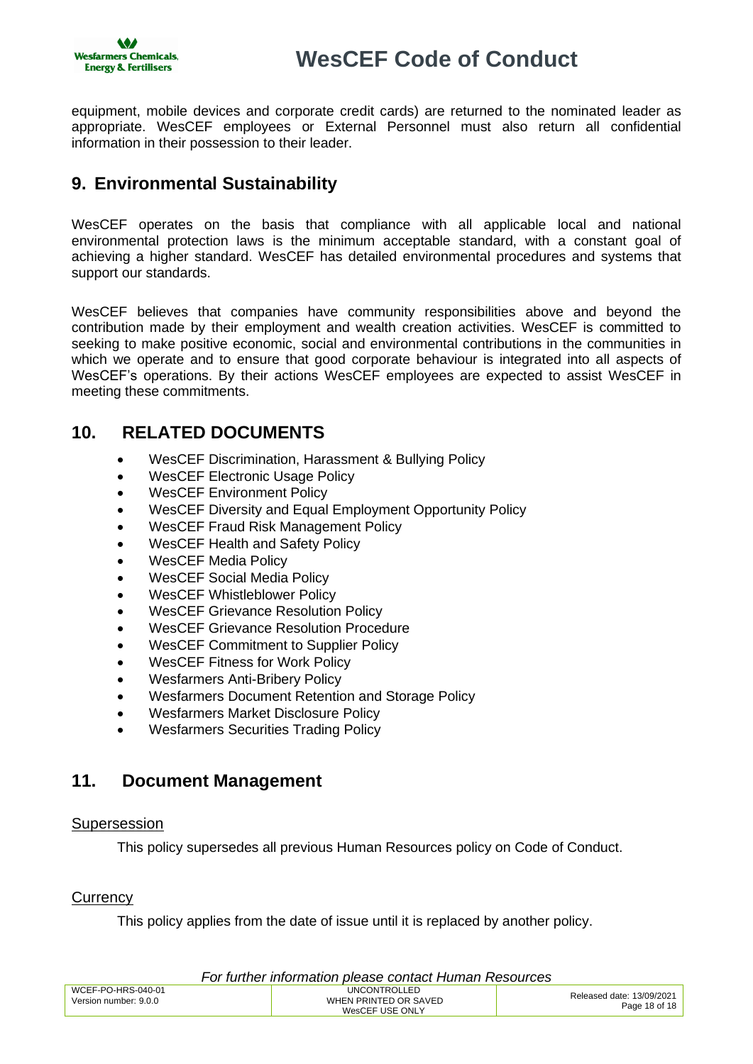equipment, mobile devices and corporate credit cards) are returned to the nominated leader as appropriate. WesCEF employees or External Personnel must also return all confidential information in their possession to their leader.

## 9. Environmental Sustainability

WesCEF operates on the basis that compliance with all applicable local and national environmental protection laws is the minimum acceptable standard, with a constant goal of achieving a higher standard. WesCEF has detailed environmental procedures and systems that support our standards.

WesCEF believes that companies have community responsibilities above and beyond the contribution made by their employment and wealth creation activities. WesCEF is committed to seeking to make positive economic, social and environmental contributions in the communities in which we operate and to ensure that good corporate behaviour is integrated into all aspects of WesCEF's operations. By their actions WesCEF employees are expected to assist WesCEF in meeting these commitments.

## 10. RELATED DOCUMENTS

- WesCEF Discrimination, Harassment & Bullying Policy
- WesCEF Electronic Usage Policy
- WesCEF Environment Policy
- WesCEF Diversity and Equal Employment Opportunity Policy
- WesCEF Fraud Risk Management Policy
- WesCEF Health and Safety Policy
- WesCEF Media Policy
- WesCEF Social Media Policy
- WesCEF Whistleblower Policy
- WesCEF Grievance Resolution Policy
- WesCEF Grievance Resolution Procedure
- WesCEF Commitment to Supplier Policy
- WesCEF Fitness for Work Policy
- Wesfarmers Anti-Bribery Policy
- Wesfarmers Document Retention and Storage Policy
- Wesfarmers Market Disclosure Policy
- Wesfarmers Securities Trading Policy

## 11. Document Management

<u>Supersession</u>

This policy supersedes all previous Human Resources policy on Code of Conduct.

<u>Currency</u>

This policy applies from the date of issue until it is replaced by another policy.